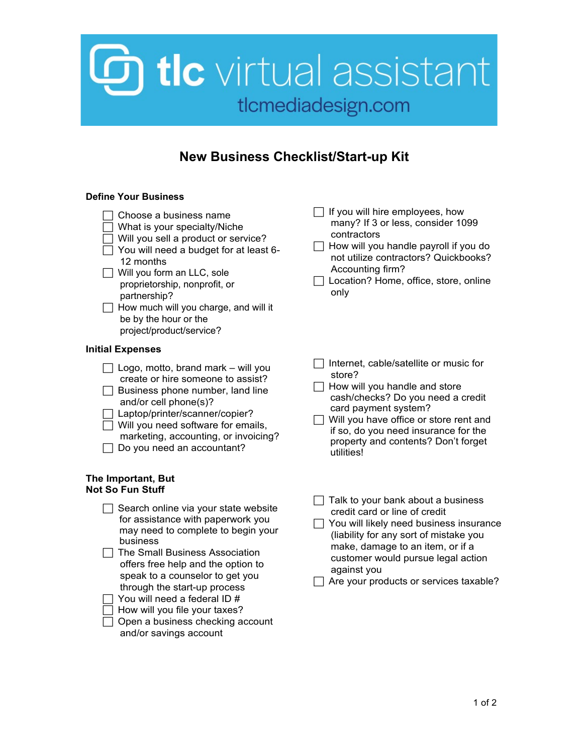tlc virtual assistant

tlcmediadesign.com

# New Business Checklist/Start-up Kit

## Define Your Business

- [ ] Choose a business name
- [ ] What is your specialty/Niche
- [ ] Will you sell a product or service?
- [ ] You will need a budget for at least 6-12 months
- [ ] Will you form an LLC, sole proprietorship, nonprofit, or partnership?
- [ ] How much will you charge, and will it be by the hour or the project/product/service?
- [ ] If you will hire employees, how many? If 3 or less, consider 1099 contractors
- [ ] How will you handle payroll if you do not utilize contractors? Quickbooks? Accounting firm?
- [ ] Location? Home, office, store, online only

## Initial Expenses

- [ ] Logo, motto, brand mark – will you create or hire someone to assist?
- [ ] Business phone number, land line and/or cell phone(s)?
- [ ] Laptop/printer/scanner/copier?
- [ ] Will you need software for emails, marketing, accounting, or invoicing?
- [ ] Do you need an accountant?
- [ ] Internet, cable/satellite or music for store?
- [ ] How will you handle and store cash/checks? Do you need a credit card payment system?
- [ ] Will you have office or store rent and if so, do you need insurance for the property and contents? Don't forget utilities!

## The Important, But Not So Fun Stuff

- [ ] Search online via your state website for assistance with paperwork you may need to complete to begin your business
- [ ] The Small Business Association offers free help and the option to speak to a counselor to get you through the start-up process
- [ ] You will need a federal ID #
- [ ] How will you file your taxes?
- [ ] Open a business checking account and/or savings account
- [ ] Talk to your bank about a business credit card or line of credit
- [ ] You will likely need business insurance (liability for any sort of mistake you make, damage to an item, or if a customer would pursue legal action against you
- [ ] Are your products or services taxable?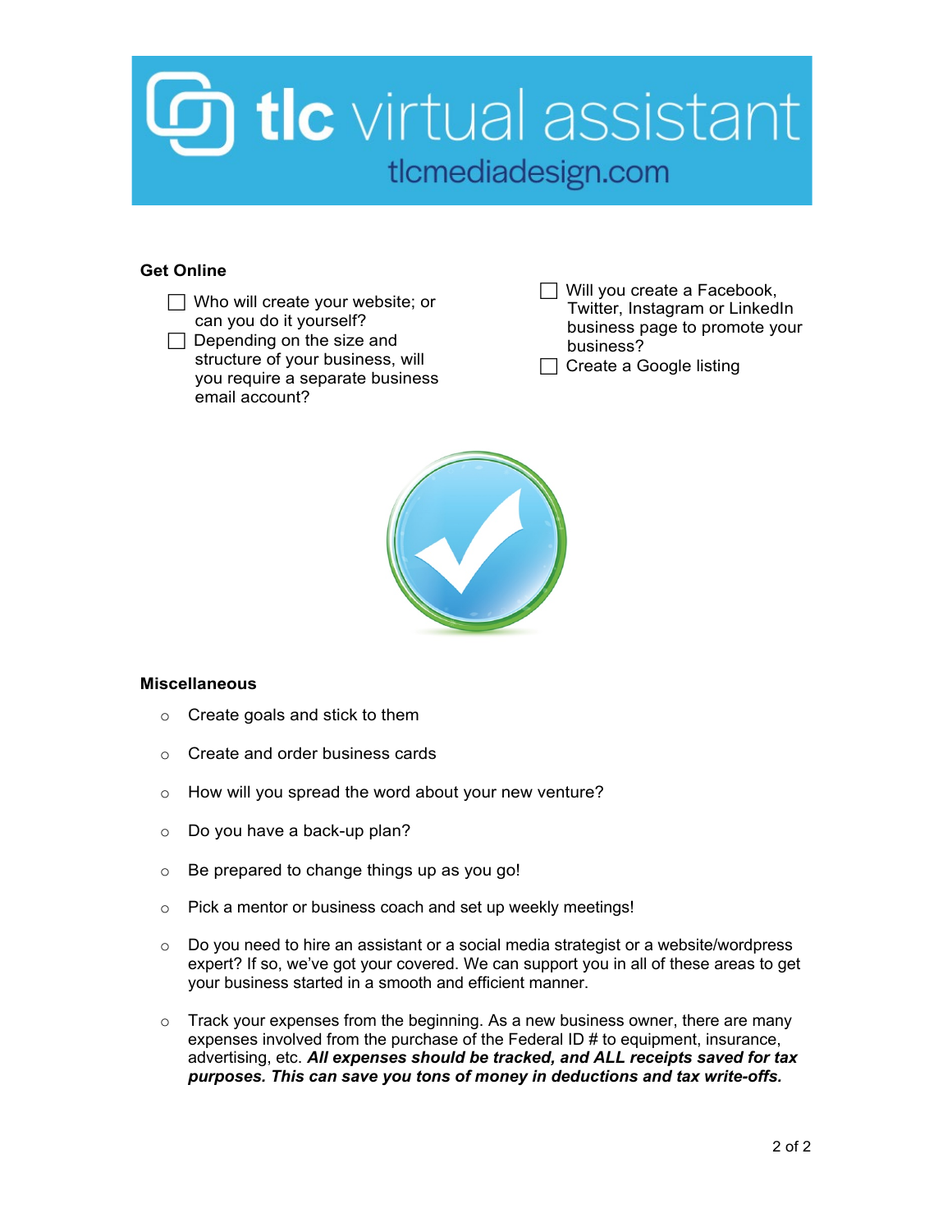# tlc virtual assistant

tlcmediadesign.com

### Get Online

- [ ] Who will create your website; or can you do it yourself?
- [ ] Depending on the size and structure of your business, will you require a separate business email account?
- [ ] Will you create a Facebook, Twitter, Instagram or LinkedIn business page to promote your business?
- [ ] Create a Google listing

### Miscellaneous

- Create goals and stick to them
- Create and order business cards
- How will you spread the word about your new venture?
- Do you have a back-up plan?
- Be prepared to change things up as you go!
- Pick a mentor or business coach and set up weekly meetings!
- Do you need to hire an assistant or a social media strategist or a website/wordpress expert? If so, we've got your covered. We can support you in all of these areas to get your business started in a smooth and efficient manner.
- Track your expenses from the beginning. As a new business owner, there are many expenses involved from the purchase of the Federal ID # to equipment, insurance, advertising, etc. ***All expenses should be tracked, and ALL receipts saved for tax purposes. This can save you tons of money in deductions and tax write-offs.***